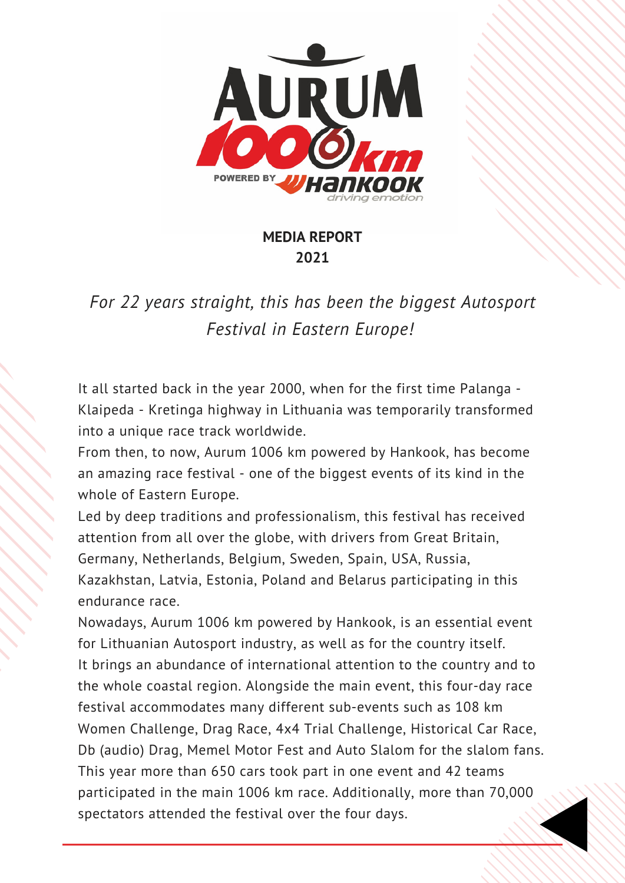# MEDIA REPORT
## 2021

*For 22 years straight, this has been the biggest Autosport Festival in Eastern Europe!*

It all started back in the year 2000, when for the first time Palanga - Klaipeda - Kretinga highway in Lithuania was temporarily transformed into a unique race track worldwide.

From then, to now, Aurum 1006 km powered by Hankook, has become an amazing race festival - one of the biggest events of its kind in the whole of Eastern Europe.

Led by deep traditions and professionalism, this festival has received attention from all over the globe, with drivers from Great Britain, Germany, Netherlands, Belgium, Sweden, Spain, USA, Russia, Kazakhstan, Latvia, Estonia, Poland and Belarus participating in this endurance race.

Nowadays, Aurum 1006 km powered by Hankook, is an essential event for Lithuanian Autosport industry, as well as for the country itself.

It brings an abundance of international attention to the country and to the whole coastal region. Alongside the main event, this four-day race festival accommodates many different sub-events such as 108 km Women Challenge, Drag Race, 4x4 Trial Challenge, Historical Car Race, Db (audio) Drag, Memel Motor Fest and Auto Slalom for the slalom fans.

This year more than 650 cars took part in one event and 42 teams participated in the main 1006 km race. Additionally, more than 70,000 spectators attended the festival over the four days.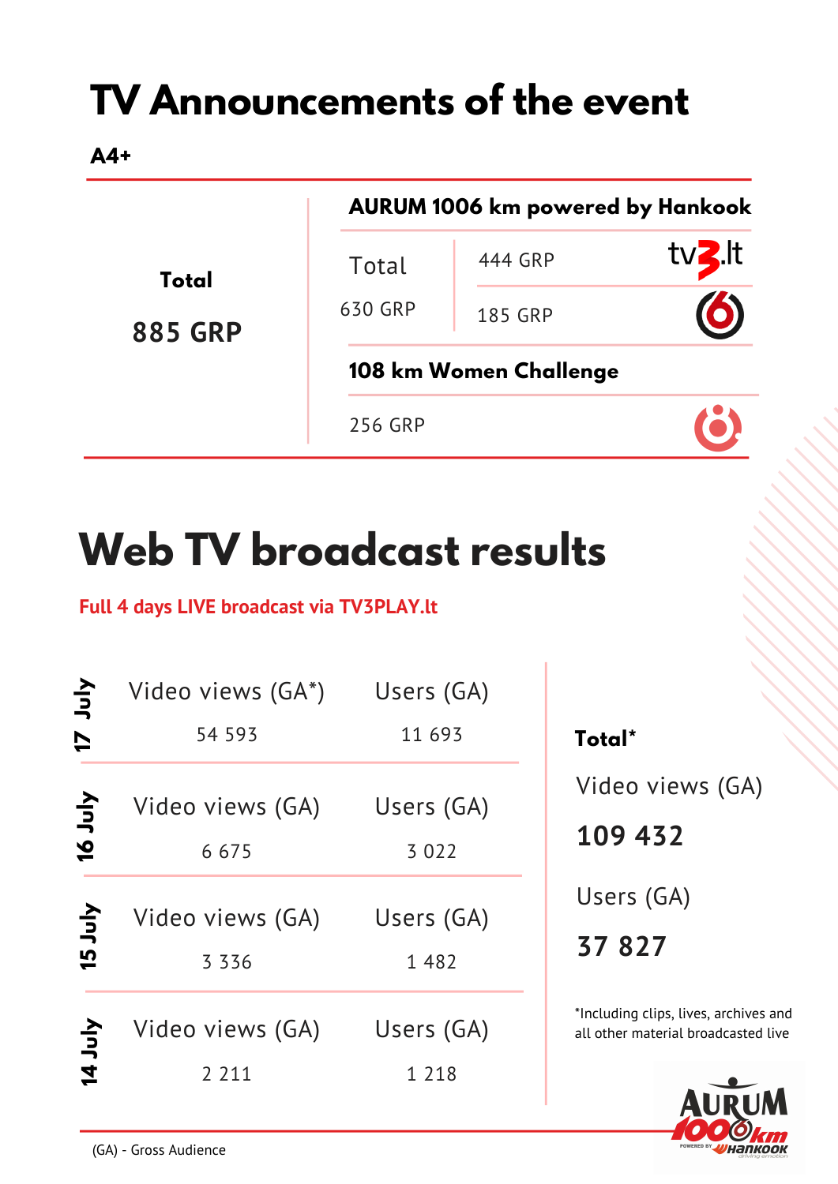# TV Announcements of the event

**A4+**

| Total | AURUM 1006 km powered by Hankook | | |
|---|---|---|---|
| **Total** 885 GRP | Total 630 GRP | 444 GRP | tv3.lt |
| | | 185 GRP | TV6 |
| | **108 km Women Challenge** | | |
| | 256 GRP | | TV8 |

# Web TV broadcast results

**Full 4 days LIVE broadcast via TV3PLAY.lt**

| Date | Video views (GA*) | Users (GA) |
|---|---|---|
| 17 July | 54 593 | 11 693 |
| 16 July | 6 675 | 3 022 |
| 15 July | 3 336 | 1 482 |
| 14 July | 2 211 | 1 218 |

**Total***

Video views (GA)

**109 432**

Users (GA)

**37 827**

*Including clips, lives, archives and all other material broadcasted live

(GA) - Gross Audience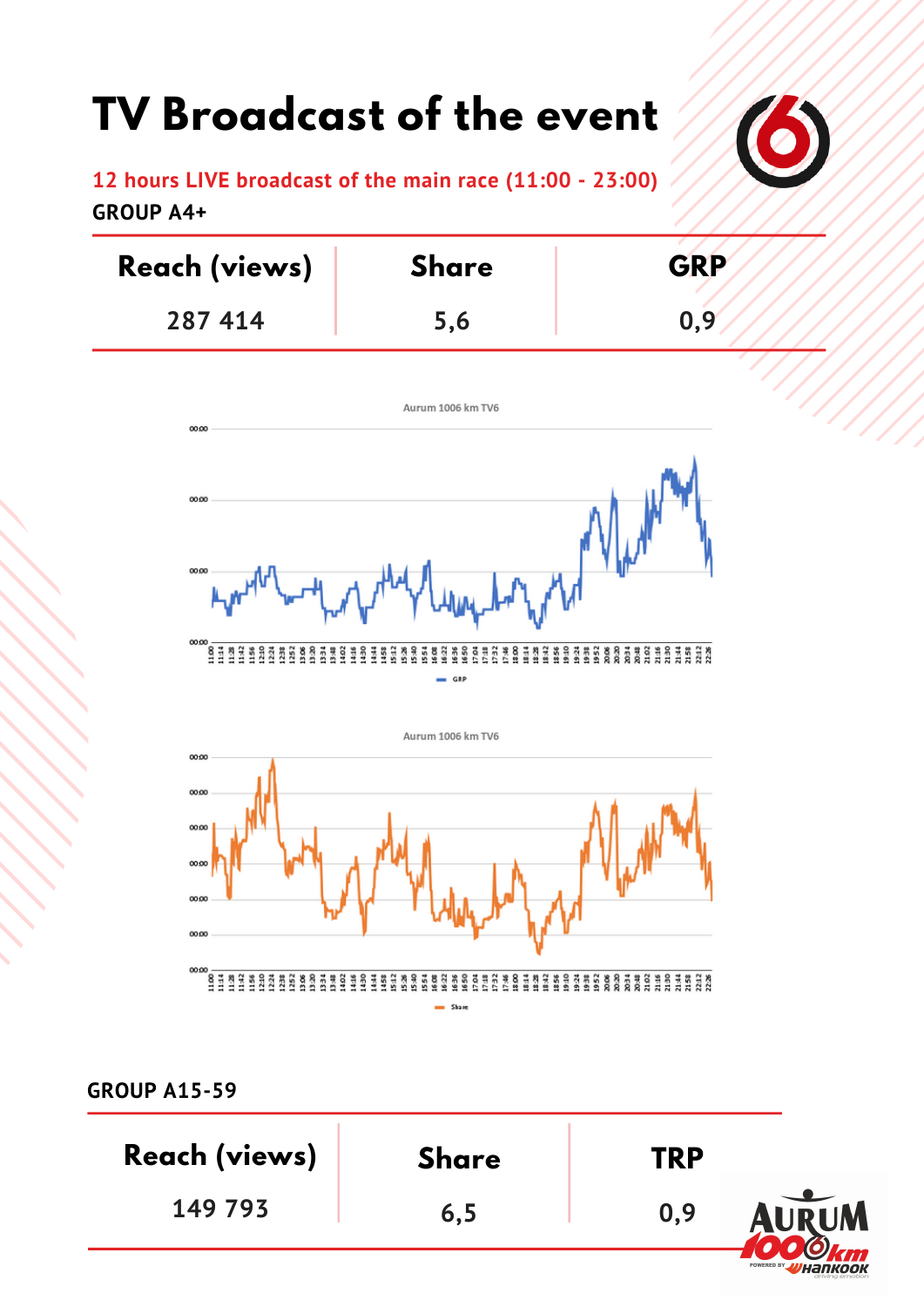# TV Broadcast of the event

**12 hours LIVE broadcast of the main race (11:00 - 23:00)**

**GROUP A4+**

| Reach (views) | Share | GRP |
|---|---|---|
| 287 414 | 5,6 | 0,9 |

**GROUP A15-59**

| Reach (views) | Share | TRP |
|---|---|---|
| 149 793 | 6,5 | 0,9 |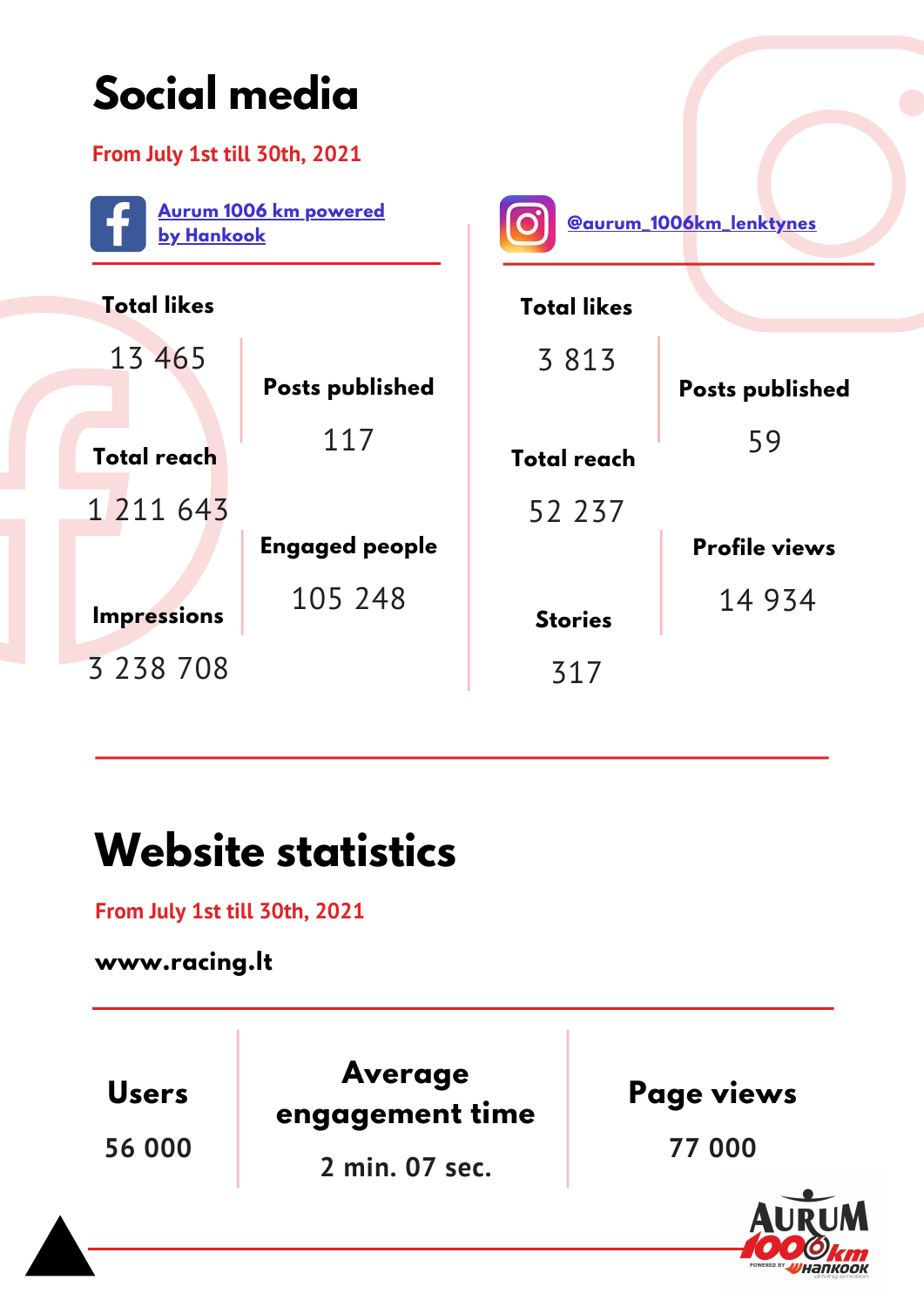# Social media

From July 1st till 30th, 2021

## Aurum 1006 km powered by Hankook

| Metric | Value |
|---|---|
| Total likes | 13 465 |
| Total reach | 1 211 643 |
| Impressions | 3 238 708 |
| Posts published | 117 |
| Engaged people | 105 248 |

## @aurum_1006km_lenktynes

| Metric | Value |
|---|---|
| Total likes | 3 813 |
| Total reach | 52 237 |
| Stories | 317 |
| Posts published | 59 |
| Profile views | 14 934 |

# Website statistics

From July 1st till 30th, 2021

**www.racing.lt**

| Users | Average engagement time | Page views |
|---|---|---|
| 56 000 | 2 min. 07 sec. | 77 000 |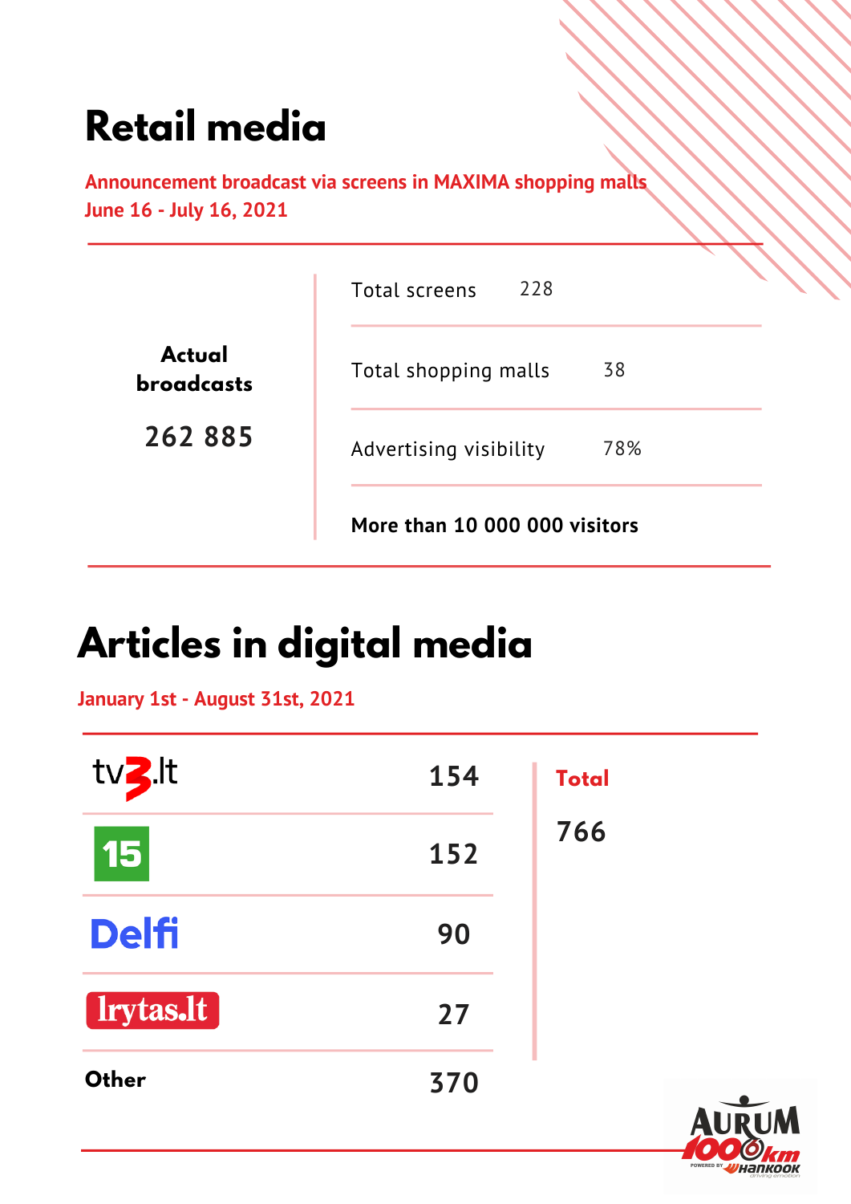# Retail media

Announcement broadcast via screens in MAXIMA shopping malls
June 16 - July 16, 2021

| | | |
|---|---|---|
| **Actual broadcasts** 262 885 | Total screens | 228 |
| | Total shopping malls | 38 |
| | Advertising visibility | 78% |
| | **More than 10 000 000 visitors** | |

# Articles in digital media

January 1st - August 31st, 2021

| | |
|---|---|
| tv3.lt | 154 |
| 15 | 152 |
| Delfi | 90 |
| lrytas.lt | 27 |
| **Other** | 370 |

**Total**

766

AURUM 1006 km POWERED BY Hankook driving emotion